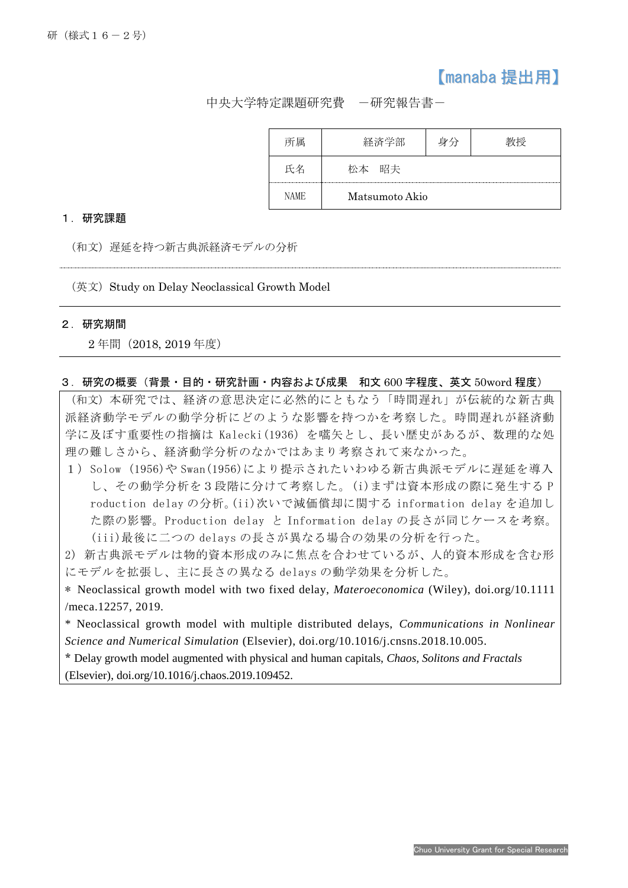研（様式１６－２号）

【manaba 提出用】

中央大学特定課題研究費　－研究報告書－

| 所属 | 経済学部 | 身分 | 教授 |
|---|---|---|---|
| 氏名 | 松本　昭夫 | | |
| NAME | Matsumoto Akio | | |

## １．研究課題

（和文）遅延を持つ新古典派経済モデルの分析

（英文）Study on Delay Neoclassical Growth Model

## ２．研究期間

２年間（2018, 2019 年度）

## ３．研究の概要（背景・目的・研究計画・内容および成果　和文 600 字程度、英文 50word 程度）

（和文）本研究では、経済の意思決定に必然的にともなう「時間遅れ」が伝統的な新古典派経済動学モデルの動学分析にどのような影響を持つかを考察した。時間遅れが経済動学に及ぼす重要性の指摘は Kalecki(1936) を嚆矢とし、長い歴史があるが、数理的な処理の難しさから、経済動学分析のなかではあまり考察されて来なかった。

１）Solow (1956)や Swan(1956)により提示されたいわゆる新古典派モデルに遅延を導入し、その動学分析を３段階に分けて考察した。(i)まずは資本形成の際に発生する Production delay の分析。(ii)次いで減価償却に関する information delay を追加した際の影響。Production delay と Information delay の長さが同じケースを考察。(iii)最後に二つの delays の長さが異なる場合の効果の分析を行った。

2) 新古典派モデルは物的資本形成のみに焦点を合わせているが、人的資本形成を含む形にモデルを拡張し、主に長さの異なる delays の動学効果を分析した。

* Neoclassical growth model with two fixed delay, *Materoeconomica* (Wiley), doi.org/10.1111/meca.12257, 2019.

* Neoclassical growth model with multiple distributed delays, *Communications in Nonlinear Science and Numerical Simulation* (Elsevier), doi.org/10.1016/j.cnsns.2018.10.005.

* Delay growth model augmented with physical and human capitals, *Chaos, Solitons and Fractals* (Elsevier), doi.org/10.1016/j.chaos.2019.109452.

Chuo University Grant for Special Research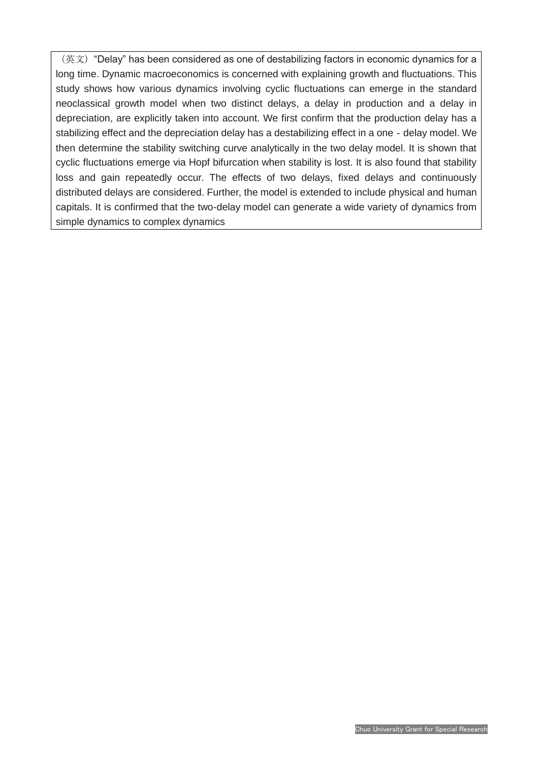（英文）“Delay” has been considered as one of destabilizing factors in economic dynamics for a long time. Dynamic macroeconomics is concerned with explaining growth and fluctuations. This study shows how various dynamics involving cyclic fluctuations can emerge in the standard neoclassical growth model when two distinct delays, a delay in production and a delay in depreciation, are explicitly taken into account. We first confirm that the production delay has a stabilizing effect and the depreciation delay has a destabilizing effect in a one - delay model. We then determine the stability switching curve analytically in the two delay model. It is shown that cyclic fluctuations emerge via Hopf bifurcation when stability is lost. It is also found that stability loss and gain repeatedly occur. The effects of two delays, fixed delays and continuously distributed delays are considered. Further, the model is extended to include physical and human capitals. It is confirmed that the two-delay model can generate a wide variety of dynamics from simple dynamics to complex dynamics